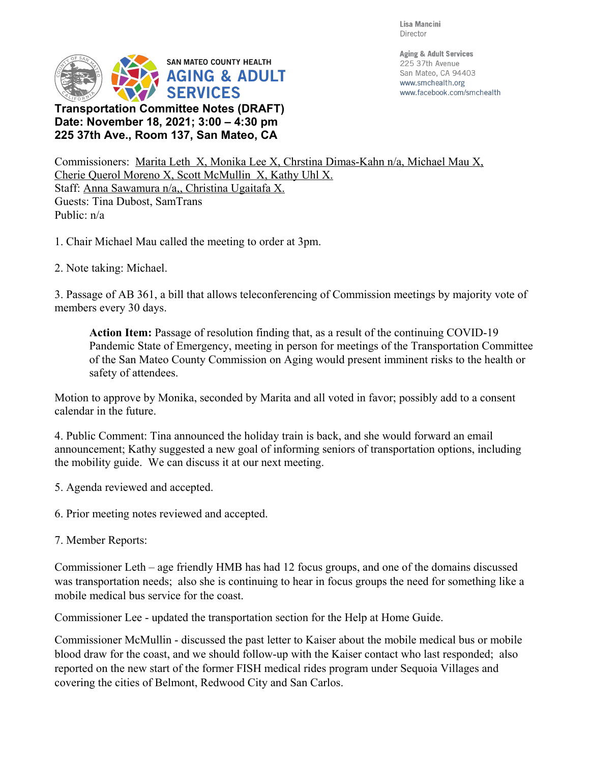Lisa Mancini
Director

Aging & Adult Services
225 37th Avenue
San Mateo, CA 94403
www.smchealth.org
www.facebook.com/smchealth

SAN MATEO COUNTY HEALTH
AGING & ADULT SERVICES

**Transportation Committee Notes (DRAFT)**
**Date: November 18, 2021; 3:00 – 4:30 pm**
**225 37th Ave., Room 137, San Mateo, CA**

Commissioners: Marita Leth X, Monika Lee X, Chrstina Dimas-Kahn n/a, Michael Mau X, Cherie Querol Moreno X, Scott McMullin X, Kathy Uhl X.
Staff: Anna Sawamura n/a,, Christina Ugaitafa X.
Guests: Tina Dubost, SamTrans
Public: n/a

1. Chair Michael Mau called the meeting to order at 3pm.

2. Note taking: Michael.

3. Passage of AB 361, a bill that allows teleconferencing of Commission meetings by majority vote of members every 30 days.

> **Action Item:** Passage of resolution finding that, as a result of the continuing COVID-19 Pandemic State of Emergency, meeting in person for meetings of the Transportation Committee of the San Mateo County Commission on Aging would present imminent risks to the health or safety of attendees.

Motion to approve by Monika, seconded by Marita and all voted in favor; possibly add to a consent calendar in the future.

4. Public Comment: Tina announced the holiday train is back, and she would forward an email announcement; Kathy suggested a new goal of informing seniors of transportation options, including the mobility guide. We can discuss it at our next meeting.

5. Agenda reviewed and accepted.

6. Prior meeting notes reviewed and accepted.

7. Member Reports:

Commissioner Leth – age friendly HMB has had 12 focus groups, and one of the domains discussed was transportation needs; also she is continuing to hear in focus groups the need for something like a mobile medical bus service for the coast.

Commissioner Lee - updated the transportation section for the Help at Home Guide.

Commissioner McMullin - discussed the past letter to Kaiser about the mobile medical bus or mobile blood draw for the coast, and we should follow-up with the Kaiser contact who last responded; also reported on the new start of the former FISH medical rides program under Sequoia Villages and covering the cities of Belmont, Redwood City and San Carlos.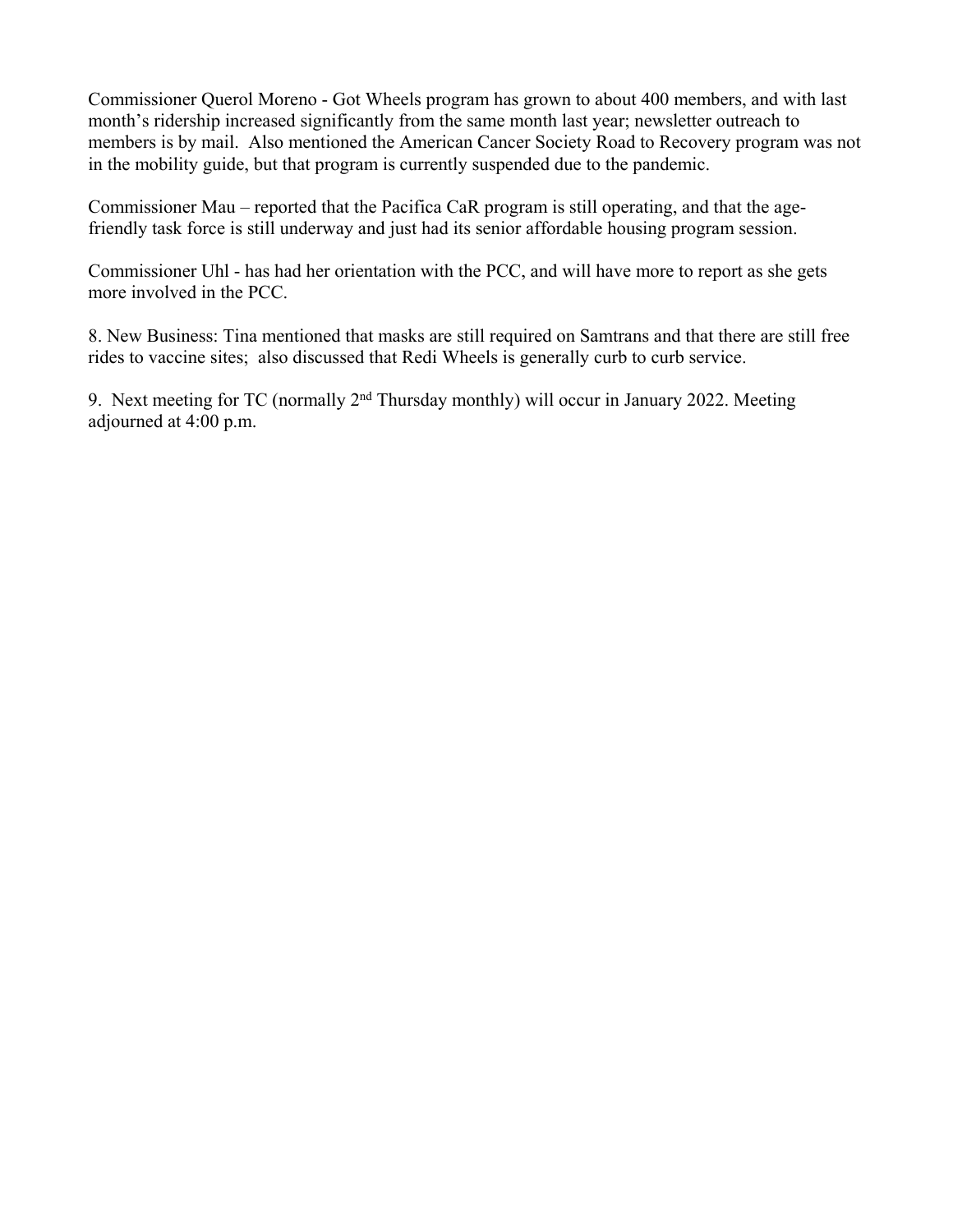Commissioner Querol Moreno - Got Wheels program has grown to about 400 members, and with last month's ridership increased significantly from the same month last year; newsletter outreach to members is by mail. Also mentioned the American Cancer Society Road to Recovery program was not in the mobility guide, but that program is currently suspended due to the pandemic.

Commissioner Mau – reported that the Pacifica CaR program is still operating, and that the age-friendly task force is still underway and just had its senior affordable housing program session.

Commissioner Uhl - has had her orientation with the PCC, and will have more to report as she gets more involved in the PCC.

8. New Business: Tina mentioned that masks are still required on Samtrans and that there are still free rides to vaccine sites; also discussed that Redi Wheels is generally curb to curb service.

9. Next meeting for TC (normally 2nd Thursday monthly) will occur in January 2022. Meeting adjourned at 4:00 p.m.